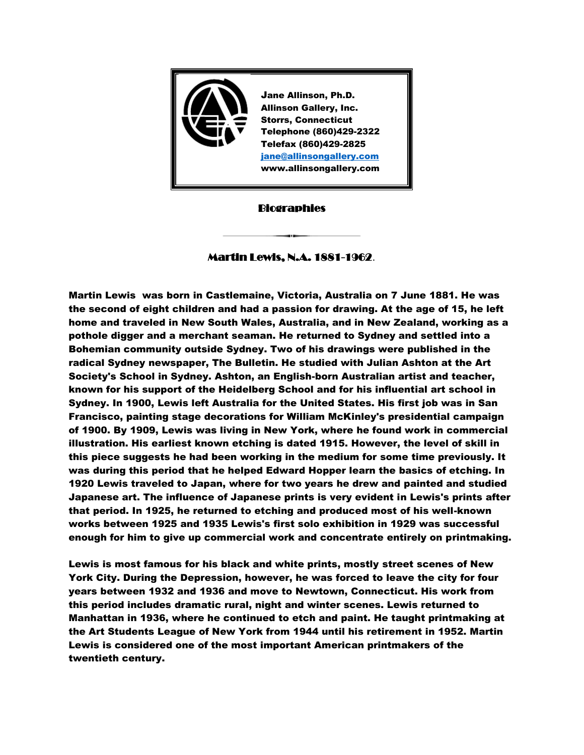Jane Allinson, Ph.D.
Allinson Gallery, Inc.
Storrs, Connecticut
Telephone (860)429-2322
Telefax (860)429-2825
[jane@allinsongallery.com](mailto:jane@allinsongallery.com)
www.allinsongallery.com

## Biographies

### Martin Lewis, N.A. 1881-1962.

Martin Lewis was born in Castlemaine, Victoria, Australia on 7 June 1881. He was the second of eight children and had a passion for drawing. At the age of 15, he left home and traveled in New South Wales, Australia, and in New Zealand, working as a pothole digger and a merchant seaman. He returned to Sydney and settled into a Bohemian community outside Sydney. Two of his drawings were published in the radical Sydney newspaper, The Bulletin. He studied with Julian Ashton at the Art Society's School in Sydney. Ashton, an English-born Australian artist and teacher, known for his support of the Heidelberg School and for his influential art school in Sydney. In 1900, Lewis left Australia for the United States. His first job was in San Francisco, painting stage decorations for William McKinley's presidential campaign of 1900. By 1909, Lewis was living in New York, where he found work in commercial illustration. His earliest known etching is dated 1915. However, the level of skill in this piece suggests he had been working in the medium for some time previously. It was during this period that he helped Edward Hopper learn the basics of etching. In 1920 Lewis traveled to Japan, where for two years he drew and painted and studied Japanese art. The influence of Japanese prints is very evident in Lewis's prints after that period. In 1925, he returned to etching and produced most of his well-known works between 1925 and 1935 Lewis's first solo exhibition in 1929 was successful enough for him to give up commercial work and concentrate entirely on printmaking.

Lewis is most famous for his black and white prints, mostly street scenes of New York City. During the Depression, however, he was forced to leave the city for four years between 1932 and 1936 and move to Newtown, Connecticut. His work from this period includes dramatic rural, night and winter scenes. Lewis returned to Manhattan in 1936, where he continued to etch and paint. He taught printmaking at the Art Students League of New York from 1944 until his retirement in 1952. Martin Lewis is considered one of the most important American printmakers of the twentieth century.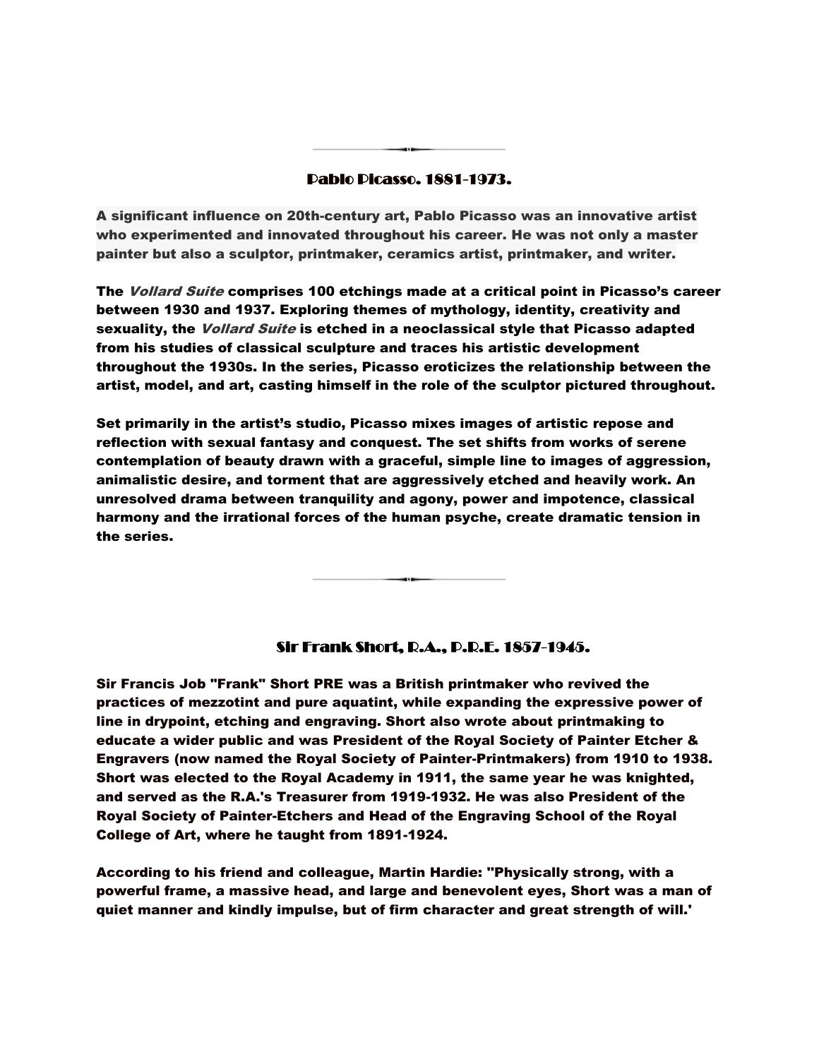## Pablo Picasso. 1881-1973.

A significant influence on 20th-century art, Pablo Picasso was an innovative artist who experimented and innovated throughout his career. He was not only a master painter but also a sculptor, printmaker, ceramics artist, printmaker, and writer.

The *Vollard Suite* comprises 100 etchings made at a critical point in Picasso's career between 1930 and 1937. Exploring themes of mythology, identity, creativity and sexuality, the *Vollard Suite* is etched in a neoclassical style that Picasso adapted from his studies of classical sculpture and traces his artistic development throughout the 1930s. In the series, Picasso eroticizes the relationship between the artist, model, and art, casting himself in the role of the sculptor pictured throughout.

Set primarily in the artist's studio, Picasso mixes images of artistic repose and reflection with sexual fantasy and conquest. The set shifts from works of serene contemplation of beauty drawn with a graceful, simple line to images of aggression, animalistic desire, and torment that are aggressively etched and heavily work. An unresolved drama between tranquility and agony, power and impotence, classical harmony and the irrational forces of the human psyche, create dramatic tension in the series.

## Sir Frank Short, R.A., P.R.E. 1857-1945.

Sir Francis Job "Frank" Short PRE was a British printmaker who revived the practices of mezzotint and pure aquatint, while expanding the expressive power of line in drypoint, etching and engraving. Short also wrote about printmaking to educate a wider public and was President of the Royal Society of Painter Etcher & Engravers (now named the Royal Society of Painter-Printmakers) from 1910 to 1938. Short was elected to the Royal Academy in 1911, the same year he was knighted, and served as the R.A.'s Treasurer from 1919-1932. He was also President of the Royal Society of Painter-Etchers and Head of the Engraving School of the Royal College of Art, where he taught from 1891-1924.

According to his friend and colleague, Martin Hardie: "Physically strong, with a powerful frame, a massive head, and large and benevolent eyes, Short was a man of quiet manner and kindly impulse, but of firm character and great strength of will.'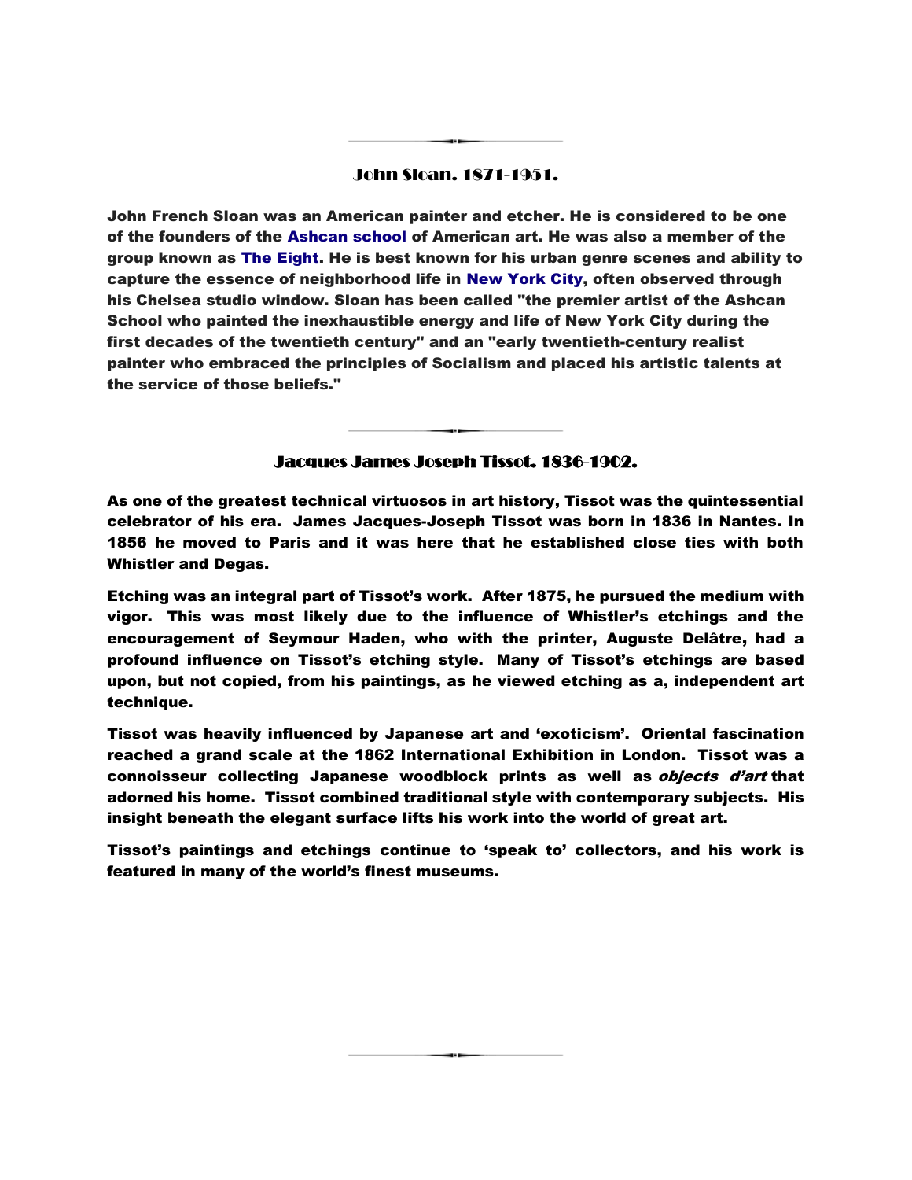## John Sloan. 1871-1951.

John French Sloan was an American painter and etcher. He is considered to be one of the founders of the Ashcan school of American art. He was also a member of the group known as The Eight. He is best known for his urban genre scenes and ability to capture the essence of neighborhood life in New York City, often observed through his Chelsea studio window. Sloan has been called "the premier artist of the Ashcan School who painted the inexhaustible energy and life of New York City during the first decades of the twentieth century" and an "early twentieth-century realist painter who embraced the principles of Socialism and placed his artistic talents at the service of those beliefs."

## Jacques James Joseph Tissot. 1836-1902.

As one of the greatest technical virtuosos in art history, Tissot was the quintessential celebrator of his era. James Jacques-Joseph Tissot was born in 1836 in Nantes. In 1856 he moved to Paris and it was here that he established close ties with both Whistler and Degas.

Etching was an integral part of Tissot's work. After 1875, he pursued the medium with vigor. This was most likely due to the influence of Whistler's etchings and the encouragement of Seymour Haden, who with the printer, Auguste Delâtre, had a profound influence on Tissot's etching style. Many of Tissot's etchings are based upon, but not copied, from his paintings, as he viewed etching as a, independent art technique.

Tissot was heavily influenced by Japanese art and 'exoticism'. Oriental fascination reached a grand scale at the 1862 International Exhibition in London. Tissot was a connoisseur collecting Japanese woodblock prints as well as *objects d'art* that adorned his home. Tissot combined traditional style with contemporary subjects. His insight beneath the elegant surface lifts his work into the world of great art.

Tissot's paintings and etchings continue to 'speak to' collectors, and his work is featured in many of the world's finest museums.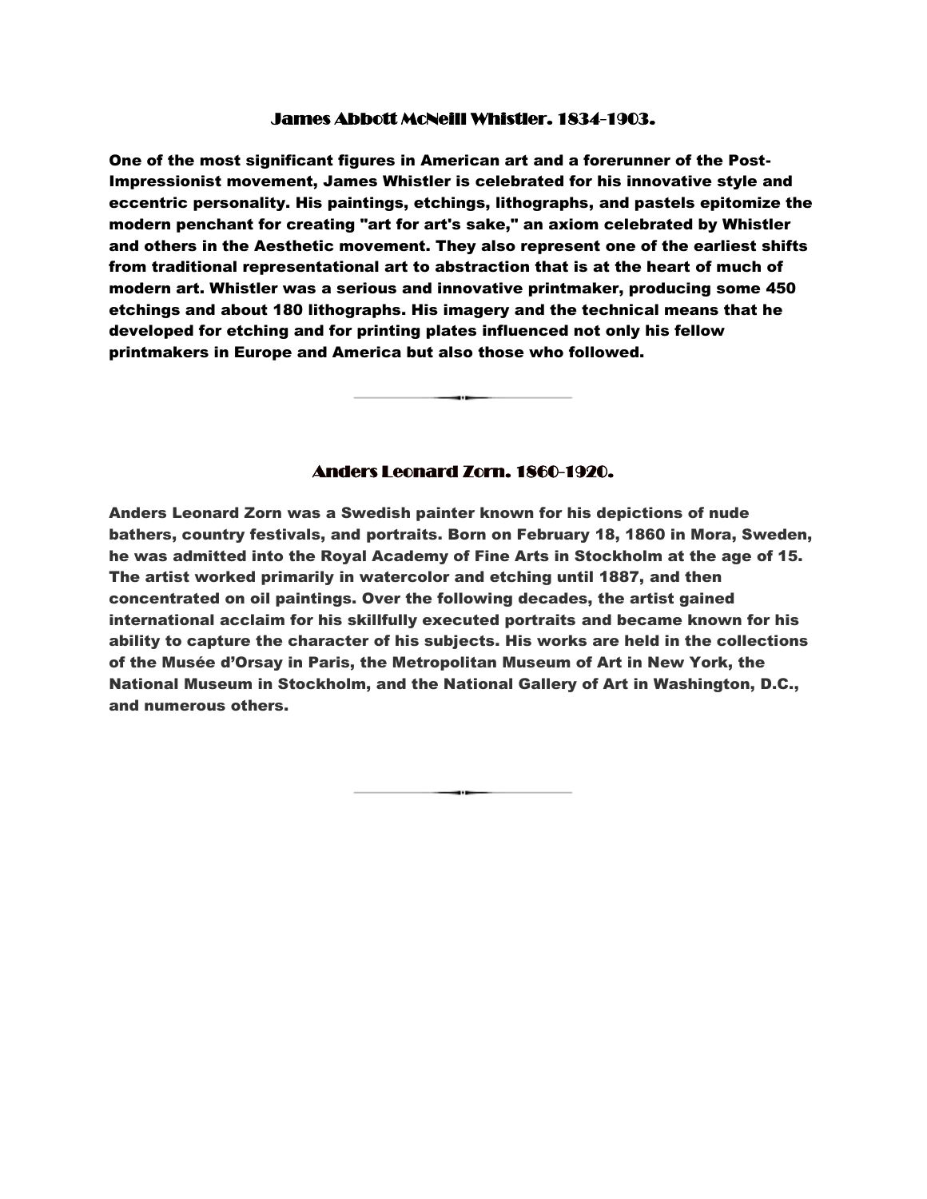## James Abbott McNeill Whistler. 1834-1903.

**One of the most significant figures in American art and a forerunner of the Post-Impressionist movement, James Whistler is celebrated for his innovative style and eccentric personality. His paintings, etchings, lithographs, and pastels epitomize the modern penchant for creating "art for art's sake," an axiom celebrated by Whistler and others in the Aesthetic movement. They also represent one of the earliest shifts from traditional representational art to abstraction that is at the heart of much of modern art. Whistler was a serious and innovative printmaker, producing some 450 etchings and about 180 lithographs. His imagery and the technical means that he developed for etching and for printing plates influenced not only his fellow printmakers in Europe and America but also those who followed.**

---

## Anders Leonard Zorn. 1860-1920.

**Anders Leonard Zorn was a Swedish painter known for his depictions of nude bathers, country festivals, and portraits. Born on February 18, 1860 in Mora, Sweden, he was admitted into the Royal Academy of Fine Arts in Stockholm at the age of 15. The artist worked primarily in watercolor and etching until 1887, and then concentrated on oil paintings. Over the following decades, the artist gained international acclaim for his skillfully executed portraits and became known for his ability to capture the character of his subjects. His works are held in the collections of the Musée d'Orsay in Paris, the Metropolitan Museum of Art in New York, the National Museum in Stockholm, and the National Gallery of Art in Washington, D.C., and numerous others.**

---